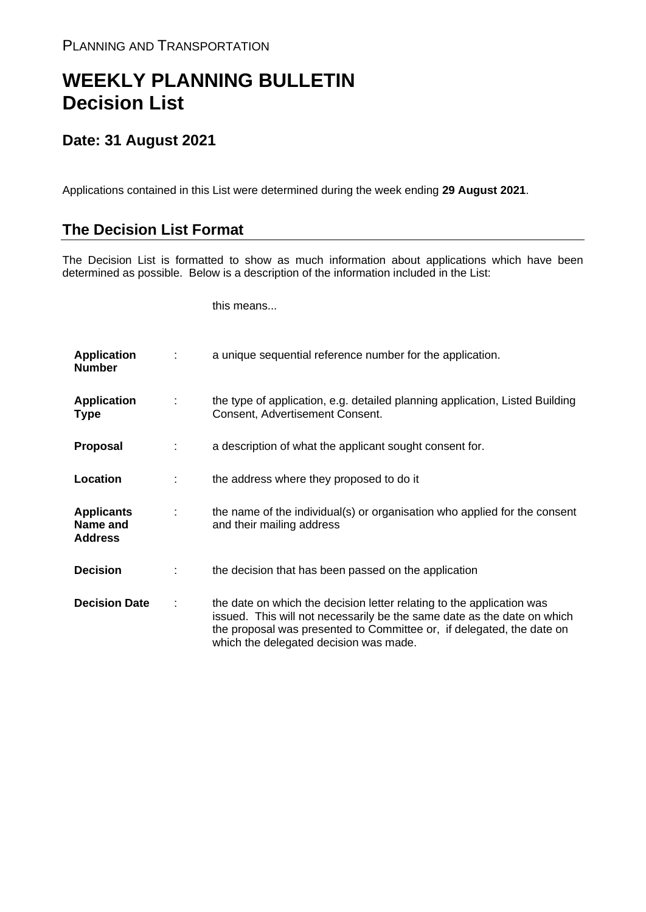PLANNING AND TRANSPORTATION

# WEEKLY PLANNING BULLETIN
# Decision List

## Date: 31 August 2021

Applications contained in this List were determined during the week ending **29 August 2021**.

## The Decision List Format

The Decision List is formatted to show as much information about applications which have been determined as possible. Below is a description of the information included in the List:

| | | this means... |
|---|---|---|
| **Application Number** | : | a unique sequential reference number for the application. |
| **Application Type** | : | the type of application, e.g. detailed planning application, Listed Building Consent, Advertisement Consent. |
| **Proposal** | : | a description of what the applicant sought consent for. |
| **Location** | : | the address where they proposed to do it |
| **Applicants Name and Address** | : | the name of the individual(s) or organisation who applied for the consent and their mailing address |
| **Decision** | : | the decision that has been passed on the application |
| **Decision Date** | : | the date on which the decision letter relating to the application was issued. This will not necessarily be the same date as the date on which the proposal was presented to Committee or, if delegated, the date on which the delegated decision was made. |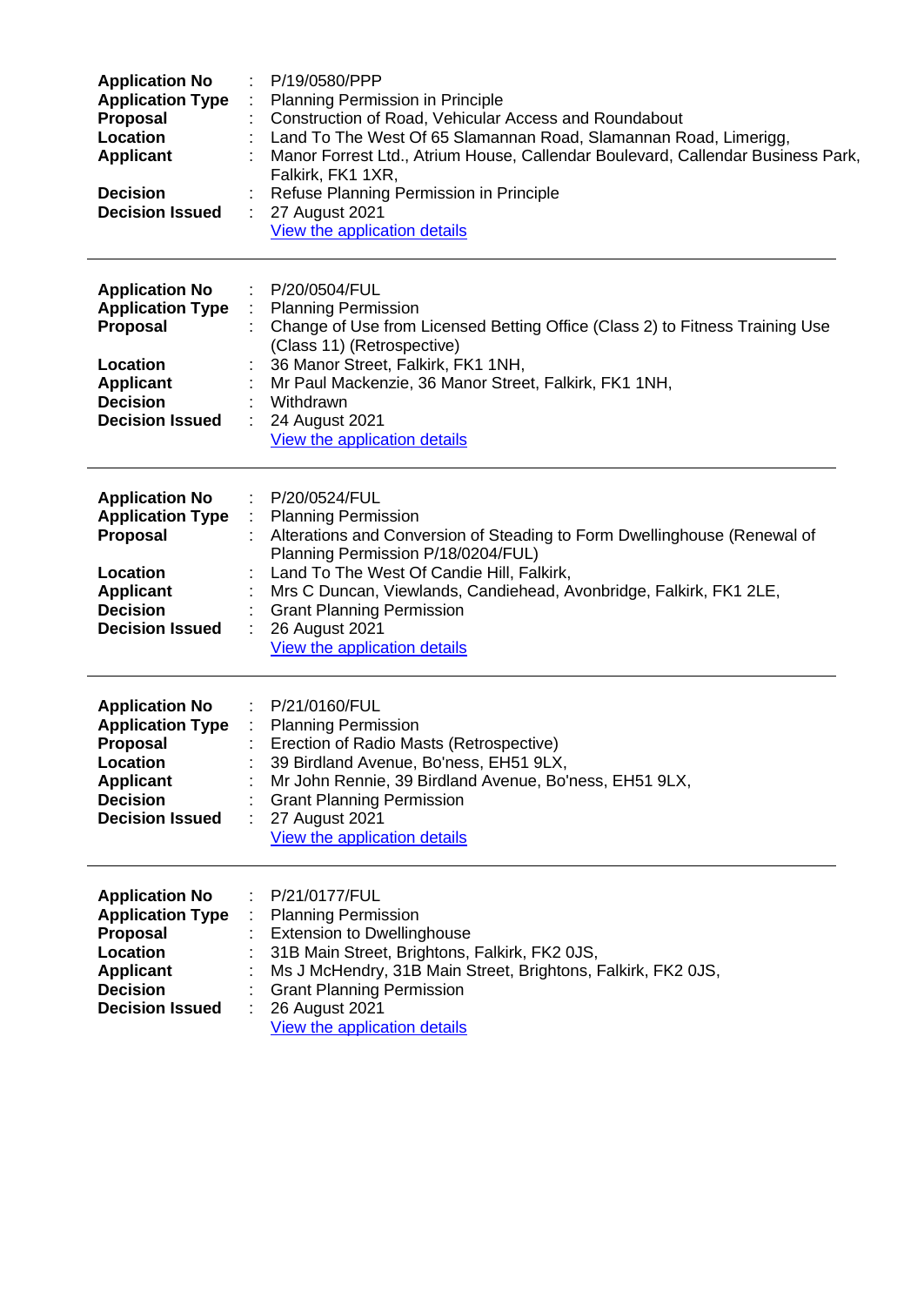| | | |
|---|---|---|
| **Application No** | : | P/19/0580/PPP |
| **Application Type** | : | Planning Permission in Principle |
| **Proposal** | : | Construction of Road, Vehicular Access and Roundabout |
| **Location** | : | Land To The West Of 65 Slamannan Road, Slamannan Road, Limerigg, |
| **Applicant** | : | Manor Forrest Ltd., Atrium House, Callendar Boulevard, Callendar Business Park, Falkirk, FK1 1XR, |
| **Decision** | : | Refuse Planning Permission in Principle |
| **Decision Issued** | : | 27 August 2021 |
| | | View the application details |

---

| | | |
|---|---|---|
| **Application No** | : | P/20/0504/FUL |
| **Application Type** | : | Planning Permission |
| **Proposal** | : | Change of Use from Licensed Betting Office (Class 2) to Fitness Training Use (Class 11) (Retrospective) |
| **Location** | : | 36 Manor Street, Falkirk, FK1 1NH, |
| **Applicant** | : | Mr Paul Mackenzie, 36 Manor Street, Falkirk, FK1 1NH, |
| **Decision** | : | Withdrawn |
| **Decision Issued** | : | 24 August 2021 |
| | | View the application details |

---

| | | |
|---|---|---|
| **Application No** | : | P/20/0524/FUL |
| **Application Type** | : | Planning Permission |
| **Proposal** | : | Alterations and Conversion of Steading to Form Dwellinghouse (Renewal of Planning Permission P/18/0204/FUL) |
| **Location** | : | Land To The West Of Candie Hill, Falkirk, |
| **Applicant** | : | Mrs C Duncan, Viewlands, Candiehead, Avonbridge, Falkirk, FK1 2LE, |
| **Decision** | : | Grant Planning Permission |
| **Decision Issued** | : | 26 August 2021 |
| | | View the application details |

---

| | | |
|---|---|---|
| **Application No** | : | P/21/0160/FUL |
| **Application Type** | : | Planning Permission |
| **Proposal** | : | Erection of Radio Masts (Retrospective) |
| **Location** | : | 39 Birdland Avenue, Bo'ness, EH51 9LX, |
| **Applicant** | : | Mr John Rennie, 39 Birdland Avenue, Bo'ness, EH51 9LX, |
| **Decision** | : | Grant Planning Permission |
| **Decision Issued** | : | 27 August 2021 |
| | | View the application details |

---

| | | |
|---|---|---|
| **Application No** | : | P/21/0177/FUL |
| **Application Type** | : | Planning Permission |
| **Proposal** | : | Extension to Dwellinghouse |
| **Location** | : | 31B Main Street, Brightons, Falkirk, FK2 0JS, |
| **Applicant** | : | Ms J McHendry, 31B Main Street, Brightons, Falkirk, FK2 0JS, |
| **Decision** | : | Grant Planning Permission |
| **Decision Issued** | : | 26 August 2021 |
| | | View the application details |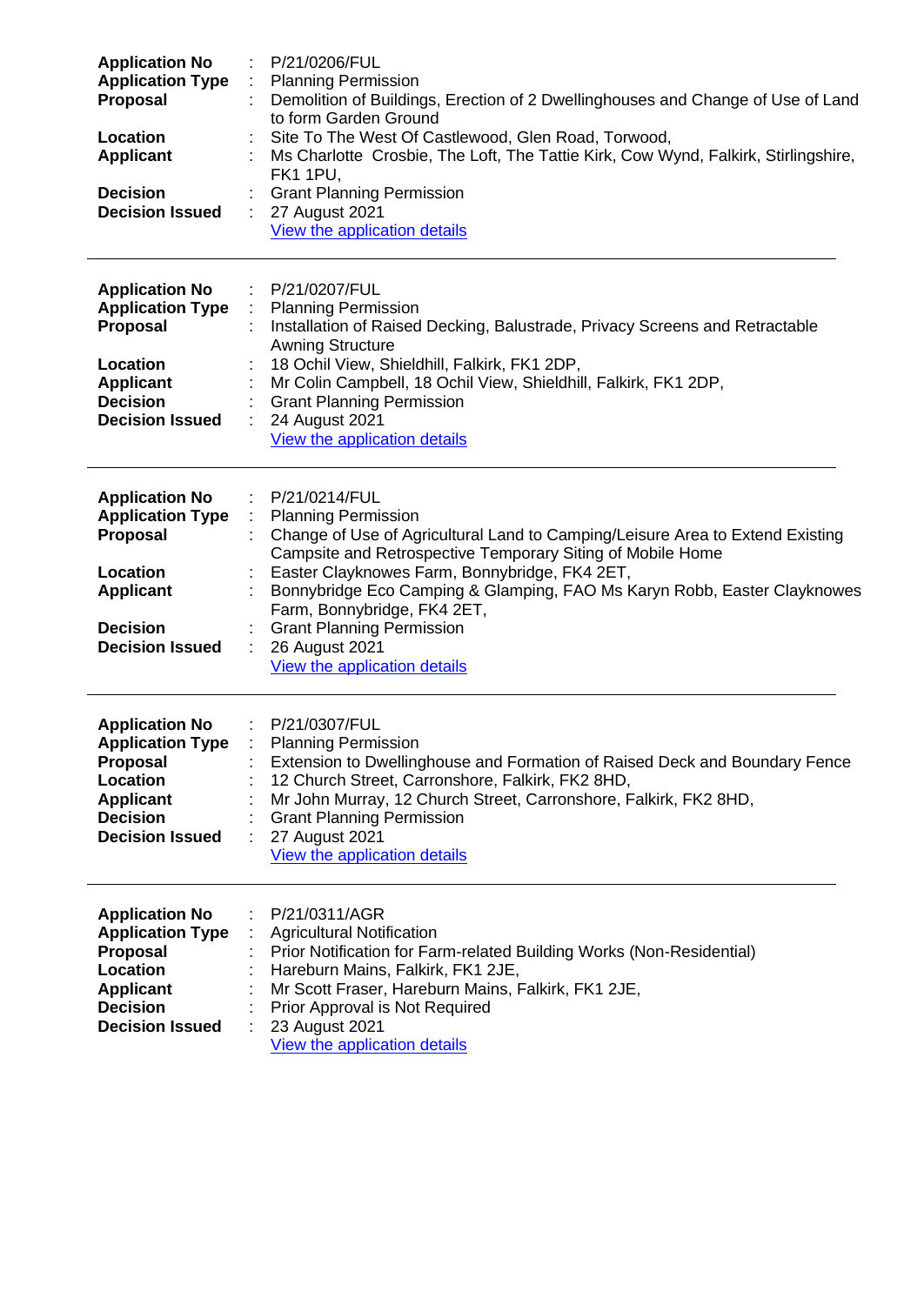| | | |
|---|---|---|
| **Application No** | : | P/21/0206/FUL |
| **Application Type** | : | Planning Permission |
| **Proposal** | : | Demolition of Buildings, Erection of 2 Dwellinghouses and Change of Use of Land to form Garden Ground |
| **Location** | : | Site To The West Of Castlewood, Glen Road, Torwood, |
| **Applicant** | : | Ms Charlotte Crosbie, The Loft, The Tattie Kirk, Cow Wynd, Falkirk, Stirlingshire, FK1 1PU, |
| **Decision** | : | Grant Planning Permission |
| **Decision Issued** | : | 27 August 2021 |
| | | View the application details |

---

| | | |
|---|---|---|
| **Application No** | : | P/21/0207/FUL |
| **Application Type** | : | Planning Permission |
| **Proposal** | : | Installation of Raised Decking, Balustrade, Privacy Screens and Retractable Awning Structure |
| **Location** | : | 18 Ochil View, Shieldhill, Falkirk, FK1 2DP, |
| **Applicant** | : | Mr Colin Campbell, 18 Ochil View, Shieldhill, Falkirk, FK1 2DP, |
| **Decision** | : | Grant Planning Permission |
| **Decision Issued** | : | 24 August 2021 |
| | | View the application details |

---

| | | |
|---|---|---|
| **Application No** | : | P/21/0214/FUL |
| **Application Type** | : | Planning Permission |
| **Proposal** | : | Change of Use of Agricultural Land to Camping/Leisure Area to Extend Existing Campsite and Retrospective Temporary Siting of Mobile Home |
| **Location** | : | Easter Clayknowes Farm, Bonnybridge, FK4 2ET, |
| **Applicant** | : | Bonnybridge Eco Camping & Glamping, FAO Ms Karyn Robb, Easter Clayknowes Farm, Bonnybridge, FK4 2ET, |
| **Decision** | : | Grant Planning Permission |
| **Decision Issued** | : | 26 August 2021 |
| | | View the application details |

---

| | | |
|---|---|---|
| **Application No** | : | P/21/0307/FUL |
| **Application Type** | : | Planning Permission |
| **Proposal** | : | Extension to Dwellinghouse and Formation of Raised Deck and Boundary Fence |
| **Location** | : | 12 Church Street, Carronshore, Falkirk, FK2 8HD, |
| **Applicant** | : | Mr John Murray, 12 Church Street, Carronshore, Falkirk, FK2 8HD, |
| **Decision** | : | Grant Planning Permission |
| **Decision Issued** | : | 27 August 2021 |
| | | View the application details |

---

| | | |
|---|---|---|
| **Application No** | : | P/21/0311/AGR |
| **Application Type** | : | Agricultural Notification |
| **Proposal** | : | Prior Notification for Farm-related Building Works (Non-Residential) |
| **Location** | : | Hareburn Mains, Falkirk, FK1 2JE, |
| **Applicant** | : | Mr Scott Fraser, Hareburn Mains, Falkirk, FK1 2JE, |
| **Decision** | : | Prior Approval is Not Required |
| **Decision Issued** | : | 23 August 2021 |
| | | View the application details |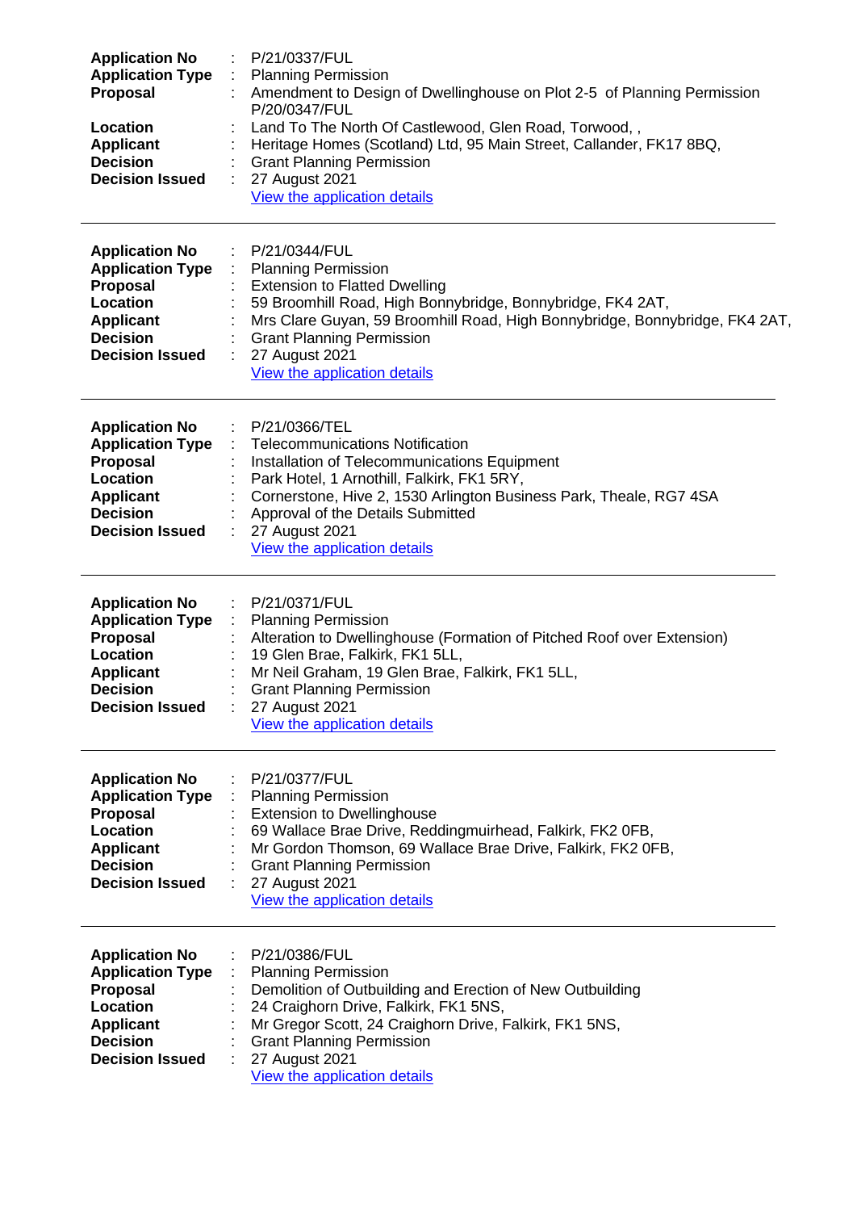| | | |
|---|---|---|
| **Application No** | : | P/21/0337/FUL |
| **Application Type** | : | Planning Permission |
| **Proposal** | : | Amendment to Design of Dwellinghouse on Plot 2-5 of Planning Permission P/20/0347/FUL |
| **Location** | : | Land To The North Of Castlewood, Glen Road, Torwood, , |
| **Applicant** | : | Heritage Homes (Scotland) Ltd, 95 Main Street, Callander, FK17 8BQ, |
| **Decision** | : | Grant Planning Permission |
| **Decision Issued** | : | 27 August 2021 |
| | | View the application details |

---

| | | |
|---|---|---|
| **Application No** | : | P/21/0344/FUL |
| **Application Type** | : | Planning Permission |
| **Proposal** | : | Extension to Flatted Dwelling |
| **Location** | : | 59 Broomhill Road, High Bonnybridge, Bonnybridge, FK4 2AT, |
| **Applicant** | : | Mrs Clare Guyan, 59 Broomhill Road, High Bonnybridge, Bonnybridge, FK4 2AT, |
| **Decision** | : | Grant Planning Permission |
| **Decision Issued** | : | 27 August 2021 |
| | | View the application details |

---

| | | |
|---|---|---|
| **Application No** | : | P/21/0366/TEL |
| **Application Type** | : | Telecommunications Notification |
| **Proposal** | : | Installation of Telecommunications Equipment |
| **Location** | : | Park Hotel, 1 Arnothill, Falkirk, FK1 5RY, |
| **Applicant** | : | Cornerstone, Hive 2, 1530 Arlington Business Park, Theale, RG7 4SA |
| **Decision** | : | Approval of the Details Submitted |
| **Decision Issued** | : | 27 August 2021 |
| | | View the application details |

---

| | | |
|---|---|---|
| **Application No** | : | P/21/0371/FUL |
| **Application Type** | : | Planning Permission |
| **Proposal** | : | Alteration to Dwellinghouse (Formation of Pitched Roof over Extension) |
| **Location** | : | 19 Glen Brae, Falkirk, FK1 5LL, |
| **Applicant** | : | Mr Neil Graham, 19 Glen Brae, Falkirk, FK1 5LL, |
| **Decision** | : | Grant Planning Permission |
| **Decision Issued** | : | 27 August 2021 |
| | | View the application details |

---

| | | |
|---|---|---|
| **Application No** | : | P/21/0377/FUL |
| **Application Type** | : | Planning Permission |
| **Proposal** | : | Extension to Dwellinghouse |
| **Location** | : | 69 Wallace Brae Drive, Reddingmuirhead, Falkirk, FK2 0FB, |
| **Applicant** | : | Mr Gordon Thomson, 69 Wallace Brae Drive, Falkirk, FK2 0FB, |
| **Decision** | : | Grant Planning Permission |
| **Decision Issued** | : | 27 August 2021 |
| | | View the application details |

---

| | | |
|---|---|---|
| **Application No** | : | P/21/0386/FUL |
| **Application Type** | : | Planning Permission |
| **Proposal** | : | Demolition of Outbuilding and Erection of New Outbuilding |
| **Location** | : | 24 Craighorn Drive, Falkirk, FK1 5NS, |
| **Applicant** | : | Mr Gregor Scott, 24 Craighorn Drive, Falkirk, FK1 5NS, |
| **Decision** | : | Grant Planning Permission |
| **Decision Issued** | : | 27 August 2021 |
| | | View the application details |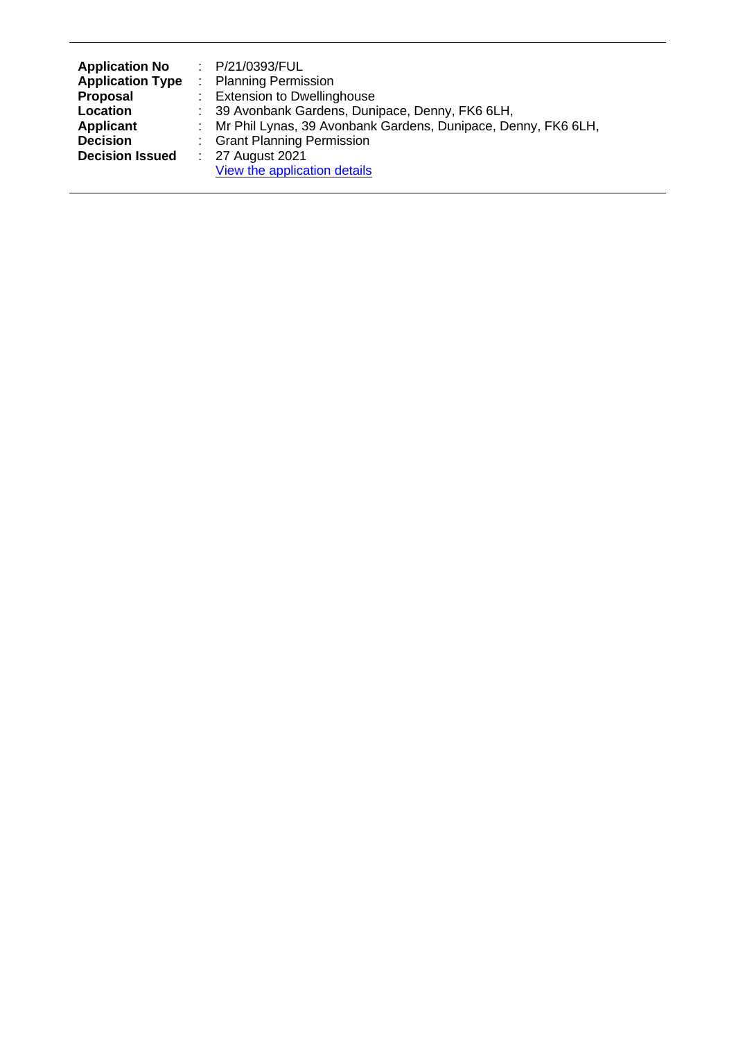| | | |
|---|---|---|
| **Application No** | : | P/21/0393/FUL |
| **Application Type** | : | Planning Permission |
| **Proposal** | : | Extension to Dwellinghouse |
| **Location** | : | 39 Avonbank Gardens, Dunipace, Denny, FK6 6LH, |
| **Applicant** | : | Mr Phil Lynas, 39 Avonbank Gardens, Dunipace, Denny, FK6 6LH, |
| **Decision** | : | Grant Planning Permission |
| **Decision Issued** | : | 27 August 2021 |
| | | View the application details |